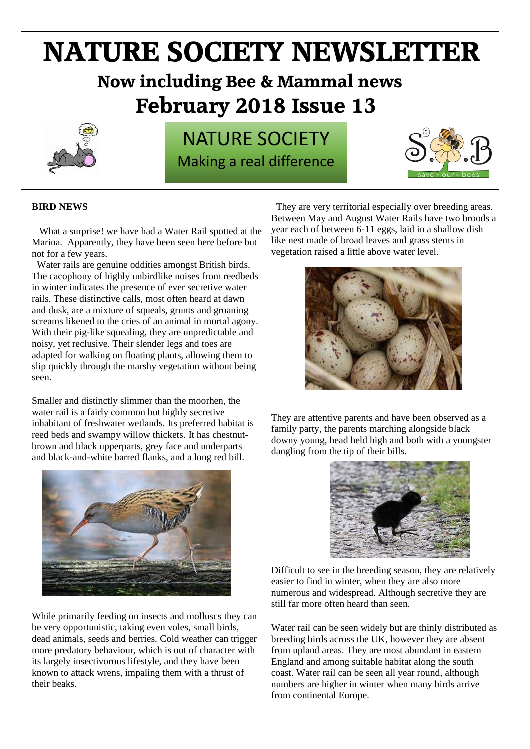# NATURE SOCIETY NEWSLETTER

## Now including Bee & Mammal news

## February 2018 Issue 13

NATURE SOCIETY

Making a real difference

save • our • bees

**BIRD NEWS**

What a surprise! we have had a Water Rail spotted at the Marina. Apparently, they have been seen here before but not for a few years.

Water rails are genuine oddities amongst British birds. The cacophony of highly unbirdlike noises from reedbeds in winter indicates the presence of ever secretive water rails. These distinctive calls, most often heard at dawn and dusk, are a mixture of squeals, grunts and groaning screams likened to the cries of an animal in mortal agony. With their pig-like squealing, they are unpredictable and noisy, yet reclusive. Their slender legs and toes are adapted for walking on floating plants, allowing them to slip quickly through the marshy vegetation without being seen.

Smaller and distinctly slimmer than the moorhen, the water rail is a fairly common but highly secretive inhabitant of freshwater wetlands. Its preferred habitat is reed beds and swampy willow thickets. It has chestnut-brown and black upperparts, grey face and underparts and black-and-white barred flanks, and a long red bill.

While primarily feeding on insects and molluscs they can be very opportunistic, taking even voles, small birds, dead animals, seeds and berries. Cold weather can trigger more predatory behaviour, which is out of character with its largely insectivorous lifestyle, and they have been known to attack wrens, impaling them with a thrust of their beaks.

They are very territorial especially over breeding areas. Between May and August Water Rails have two broods a year each of between 6-11 eggs, laid in a shallow dish like nest made of broad leaves and grass stems in vegetation raised a little above water level.

They are attentive parents and have been observed as a family party, the parents marching alongside black downy young, head held high and both with a youngster dangling from the tip of their bills.

Difficult to see in the breeding season, they are relatively easier to find in winter, when they are also more numerous and widespread. Although secretive they are still far more often heard than seen.

Water rail can be seen widely but are thinly distributed as breeding birds across the UK, however they are absent from upland areas. They are most abundant in eastern England and among suitable habitat along the south coast. Water rail can be seen all year round, although numbers are higher in winter when many birds arrive from continental Europe.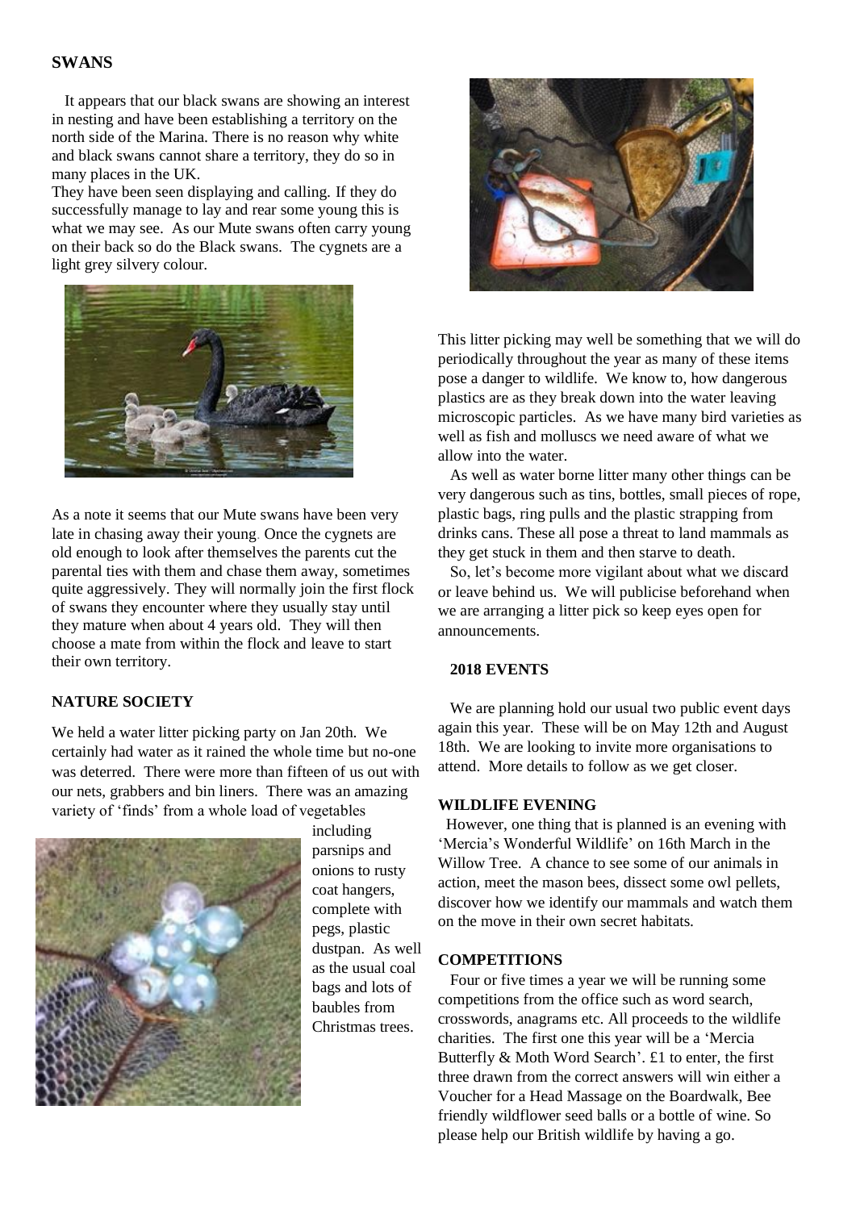## SWANS

It appears that our black swans are showing an interest in nesting and have been establishing a territory on the north side of the Marina. There is no reason why white and black swans cannot share a territory, they do so in many places in the UK.

They have been seen displaying and calling. If they do successfully manage to lay and rear some young this is what we may see. As our Mute swans often carry young on their back so do the Black swans. The cygnets are a light grey silvery colour.

As a note it seems that our Mute swans have been very late in chasing away their young. Once the cygnets are old enough to look after themselves the parents cut the parental ties with them and chase them away, sometimes quite aggressively. They will normally join the first flock of swans they encounter where they usually stay until they mature when about 4 years old. They will then choose a mate from within the flock and leave to start their own territory.

## NATURE SOCIETY

We held a water litter picking party on Jan 20th. We certainly had water as it rained the whole time but no-one was deterred. There were more than fifteen of us out with our nets, grabbers and bin liners. There was an amazing variety of 'finds' from a whole load of vegetables including parsnips and onions to rusty coat hangers, complete with pegs, plastic dustpan. As well as the usual coal bags and lots of baubles from Christmas trees.

This litter picking may well be something that we will do periodically throughout the year as many of these items pose a danger to wildlife. We know to, how dangerous plastics are as they break down into the water leaving microscopic particles. As we have many bird varieties as well as fish and molluscs we need aware of what we allow into the water.

As well as water borne litter many other things can be very dangerous such as tins, bottles, small pieces of rope, plastic bags, ring pulls and the plastic strapping from drinks cans. These all pose a threat to land mammals as they get stuck in them and then starve to death.

So, let's become more vigilant about what we discard or leave behind us. We will publicise beforehand when we are arranging a litter pick so keep eyes open for announcements.

## 2018 EVENTS

We are planning hold our usual two public event days again this year. These will be on May 12th and August 18th. We are looking to invite more organisations to attend. More details to follow as we get closer.

## WILDLIFE EVENING

However, one thing that is planned is an evening with 'Mercia's Wonderful Wildlife' on 16th March in the Willow Tree. A chance to see some of our animals in action, meet the mason bees, dissect some owl pellets, discover how we identify our mammals and watch them on the move in their own secret habitats.

## COMPETITIONS

Four or five times a year we will be running some competitions from the office such as word search, crosswords, anagrams etc. All proceeds to the wildlife charities. The first one this year will be a 'Mercia Butterfly & Moth Word Search'. £1 to enter, the first three drawn from the correct answers will win either a Voucher for a Head Massage on the Boardwalk, Bee friendly wildflower seed balls or a bottle of wine. So please help our British wildlife by having a go.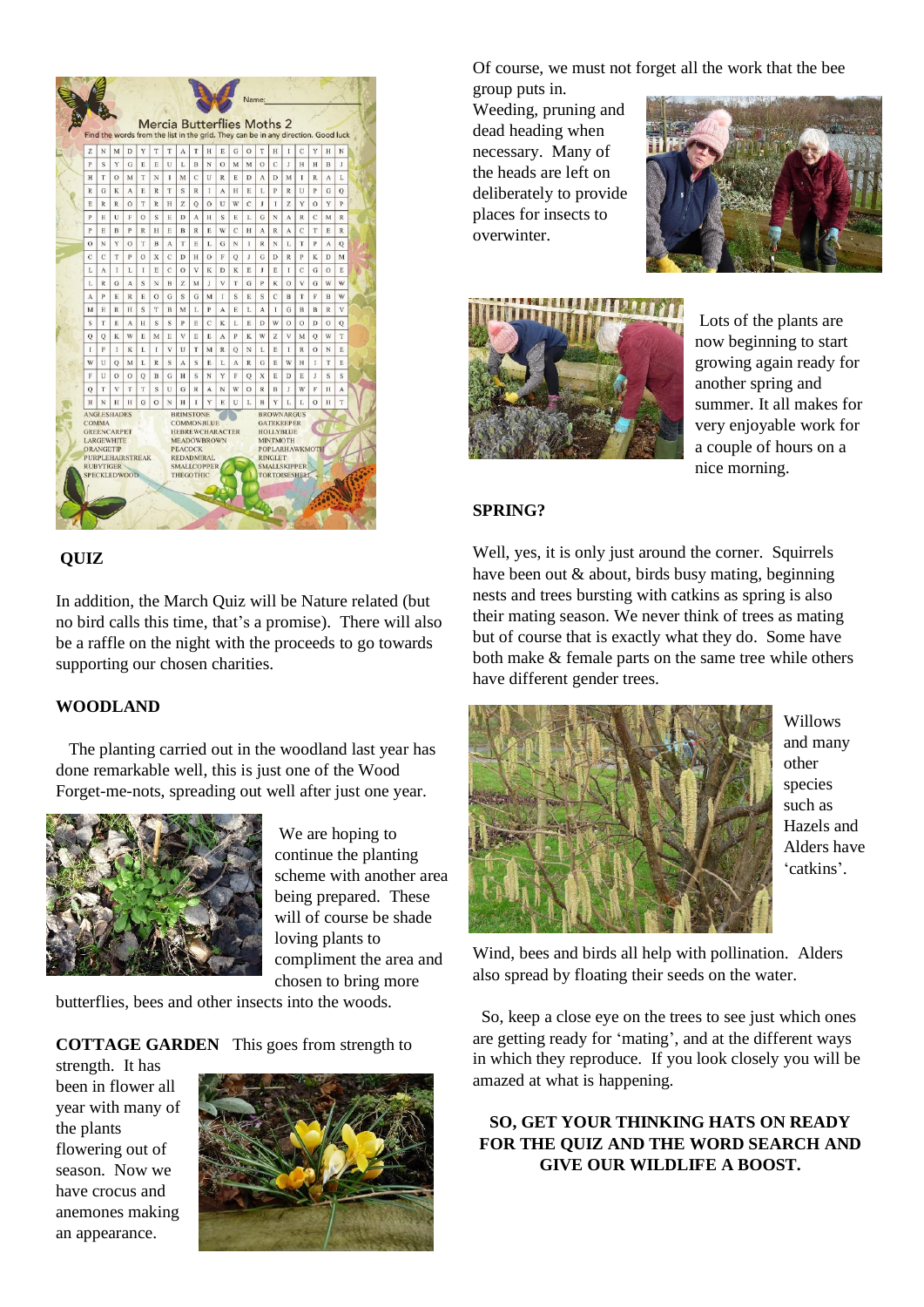## QUIZ

In addition, the March Quiz will be Nature related (but no bird calls this time, that's a promise). There will also be a raffle on the night with the proceeds to go towards supporting our chosen charities.

## WOODLAND

The planting carried out in the woodland last year has done remarkable well, this is just one of the Wood Forget-me-nots, spreading out well after just one year.

We are hoping to continue the planting scheme with another area being prepared. These will of course be shade loving plants to compliment the area and chosen to bring more butterflies, bees and other insects into the woods.

**COTTAGE GARDEN** This goes from strength to strength. It has been in flower all year with many of the plants flowering out of season. Now we have crocus and anemones making an appearance.

Of course, we must not forget all the work that the bee group puts in. Weeding, pruning and dead heading when necessary. Many of the heads are left on deliberately to provide places for insects to overwinter.

Lots of the plants are now beginning to start growing again ready for another spring and summer. It all makes for very enjoyable work for a couple of hours on a nice morning.

## SPRING?

Well, yes, it is only just around the corner. Squirrels have been out & about, birds busy mating, beginning nests and trees bursting with catkins as spring is also their mating season. We never think of trees as mating but of course that is exactly what they do. Some have both make & female parts on the same tree while others have different gender trees.

Willows and many other species such as Hazels and Alders have 'catkins'.

Wind, bees and birds all help with pollination. Alders also spread by floating their seeds on the water.

So, keep a close eye on the trees to see just which ones are getting ready for 'mating', and at the different ways in which they reproduce. If you look closely you will be amazed at what is happening.

**SO, GET YOUR THINKING HATS ON READY FOR THE QUIZ AND THE WORD SEARCH AND GIVE OUR WILDLIFE A BOOST.**